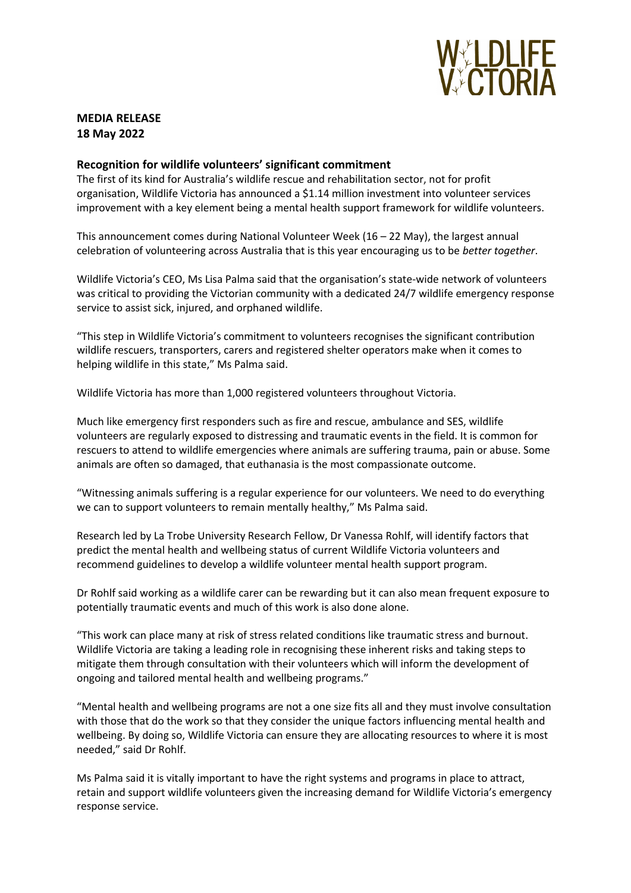WILDLIFE VICTORIA

**MEDIA RELEASE**
**18 May 2022**

## Recognition for wildlife volunteers' significant commitment

The first of its kind for Australia's wildlife rescue and rehabilitation sector, not for profit organisation, Wildlife Victoria has announced a $1.14 million investment into volunteer services improvement with a key element being a mental health support framework for wildlife volunteers.

This announcement comes during National Volunteer Week (16 – 22 May), the largest annual celebration of volunteering across Australia that is this year encouraging us to be *better together*.

Wildlife Victoria's CEO, Ms Lisa Palma said that the organisation's state-wide network of volunteers was critical to providing the Victorian community with a dedicated 24/7 wildlife emergency response service to assist sick, injured, and orphaned wildlife.

"This step in Wildlife Victoria's commitment to volunteers recognises the significant contribution wildlife rescuers, transporters, carers and registered shelter operators make when it comes to helping wildlife in this state," Ms Palma said.

Wildlife Victoria has more than 1,000 registered volunteers throughout Victoria.

Much like emergency first responders such as fire and rescue, ambulance and SES, wildlife volunteers are regularly exposed to distressing and traumatic events in the field. It is common for rescuers to attend to wildlife emergencies where animals are suffering trauma, pain or abuse. Some animals are often so damaged, that euthanasia is the most compassionate outcome.

"Witnessing animals suffering is a regular experience for our volunteers. We need to do everything we can to support volunteers to remain mentally healthy," Ms Palma said.

Research led by La Trobe University Research Fellow, Dr Vanessa Rohlf, will identify factors that predict the mental health and wellbeing status of current Wildlife Victoria volunteers and recommend guidelines to develop a wildlife volunteer mental health support program.

Dr Rohlf said working as a wildlife carer can be rewarding but it can also mean frequent exposure to potentially traumatic events and much of this work is also done alone.

"This work can place many at risk of stress related conditions like traumatic stress and burnout. Wildlife Victoria are taking a leading role in recognising these inherent risks and taking steps to mitigate them through consultation with their volunteers which will inform the development of ongoing and tailored mental health and wellbeing programs."

"Mental health and wellbeing programs are not a one size fits all and they must involve consultation with those that do the work so that they consider the unique factors influencing mental health and wellbeing. By doing so, Wildlife Victoria can ensure they are allocating resources to where it is most needed," said Dr Rohlf.

Ms Palma said it is vitally important to have the right systems and programs in place to attract, retain and support wildlife volunteers given the increasing demand for Wildlife Victoria's emergency response service.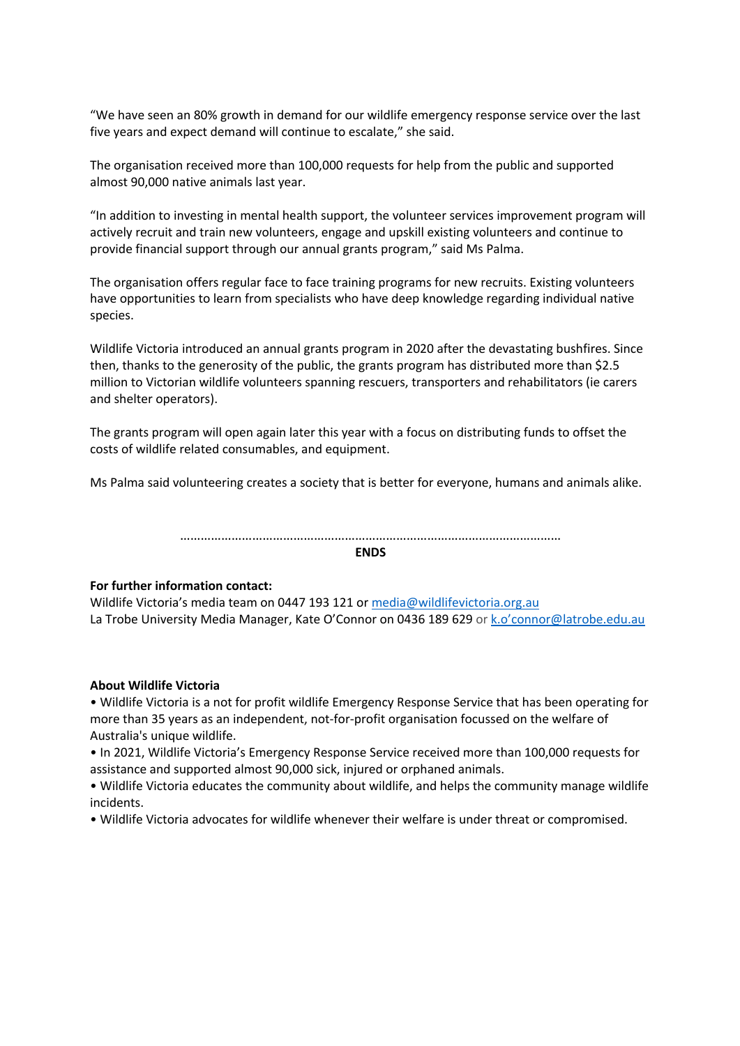"We have seen an 80% growth in demand for our wildlife emergency response service over the last five years and expect demand will continue to escalate," she said.

The organisation received more than 100,000 requests for help from the public and supported almost 90,000 native animals last year.

"In addition to investing in mental health support, the volunteer services improvement program will actively recruit and train new volunteers, engage and upskill existing volunteers and continue to provide financial support through our annual grants program," said Ms Palma.

The organisation offers regular face to face training programs for new recruits. Existing volunteers have opportunities to learn from specialists who have deep knowledge regarding individual native species.

Wildlife Victoria introduced an annual grants program in 2020 after the devastating bushfires. Since then, thanks to the generosity of the public, the grants program has distributed more than $2.5 million to Victorian wildlife volunteers spanning rescuers, transporters and rehabilitators (ie carers and shelter operators).

The grants program will open again later this year with a focus on distributing funds to offset the costs of wildlife related consumables, and equipment.

Ms Palma said volunteering creates a society that is better for everyone, humans and animals alike.

……………………………………………………………………………………………………

**ENDS**

**For further information contact:**
Wildlife Victoria's media team on 0447 193 121 or media@wildlifevictoria.org.au
La Trobe University Media Manager, Kate O'Connor on 0436 189 629 or k.o'connor@latrobe.edu.au

**About Wildlife Victoria**

- Wildlife Victoria is a not for profit wildlife Emergency Response Service that has been operating for more than 35 years as an independent, not-for-profit organisation focussed on the welfare of Australia's unique wildlife.
- In 2021, Wildlife Victoria's Emergency Response Service received more than 100,000 requests for assistance and supported almost 90,000 sick, injured or orphaned animals.
- Wildlife Victoria educates the community about wildlife, and helps the community manage wildlife incidents.
- Wildlife Victoria advocates for wildlife whenever their welfare is under threat or compromised.